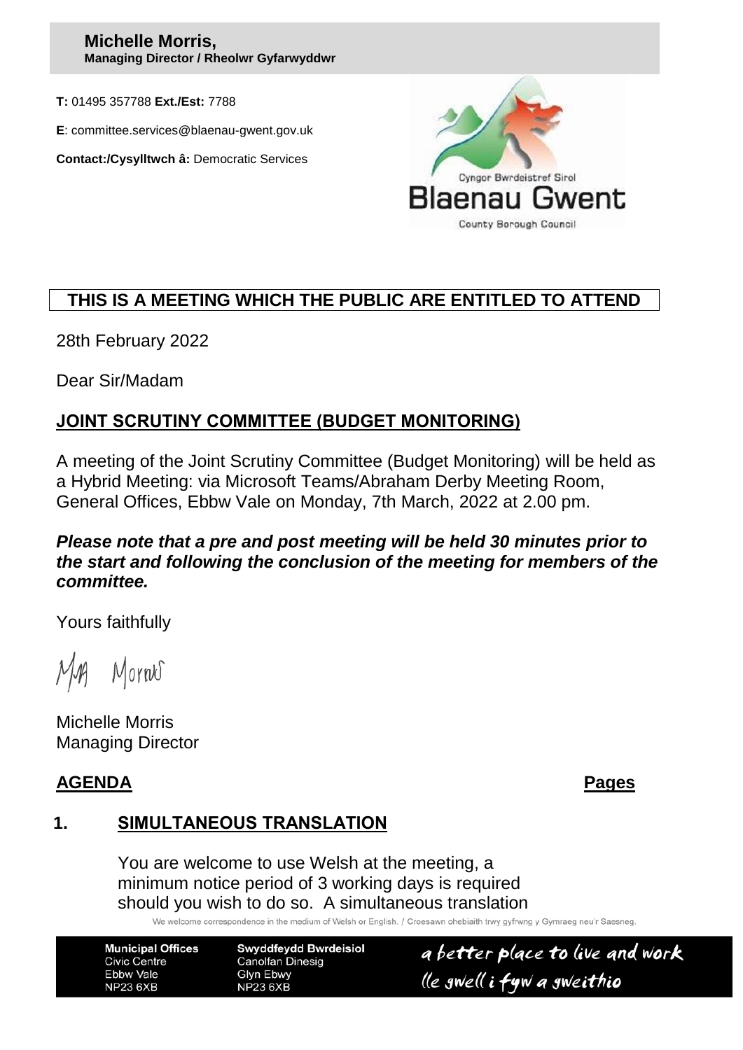**Michelle Morris,**
**Managing Director / Rheolwr Gyfarwyddwr**

**T:** 01495 357788 **Ext./Est:** 7788

**E**: committee.services@blaenau-gwent.gov.uk

**Contact:/Cysylltwch â:** Democratic Services

Cyngor Bwrdeistref Sirol
Blaenau Gwent
County Borough Council

**THIS IS A MEETING WHICH THE PUBLIC ARE ENTITLED TO ATTEND**

28th February 2022

Dear Sir/Madam

## JOINT SCRUTINY COMMITTEE (BUDGET MONITORING)

A meeting of the Joint Scrutiny Committee (Budget Monitoring) will be held as a Hybrid Meeting: via Microsoft Teams/Abraham Derby Meeting Room, General Offices, Ebbw Vale on Monday, 7th March, 2022 at 2.00 pm.

***Please note that a pre and post meeting will be held 30 minutes prior to the start and following the conclusion of the meeting for members of the committee.***

Yours faithfully

Michelle Morris
Managing Director

**AGENDA** **Pages**

**1. SIMULTANEOUS TRANSLATION**

You are welcome to use Welsh at the meeting, a minimum notice period of 3 working days is required should you wish to do so. A simultaneous translation

We welcome correspondence in the medium of Welsh or English. / Croesawn ohebiaith trwy gyfrwng y Gymraeg neu'r Saesneg.

| Municipal Offices | Swyddfeydd Bwrdeisiol |
|---|---|
| Civic Centre | Canolfan Dinesig |
| Ebbw Vale | Glyn Ebwy |
| NP23 6XB | NP23 6XB |

a better place to live and work
lle gwell i fyw a gweithio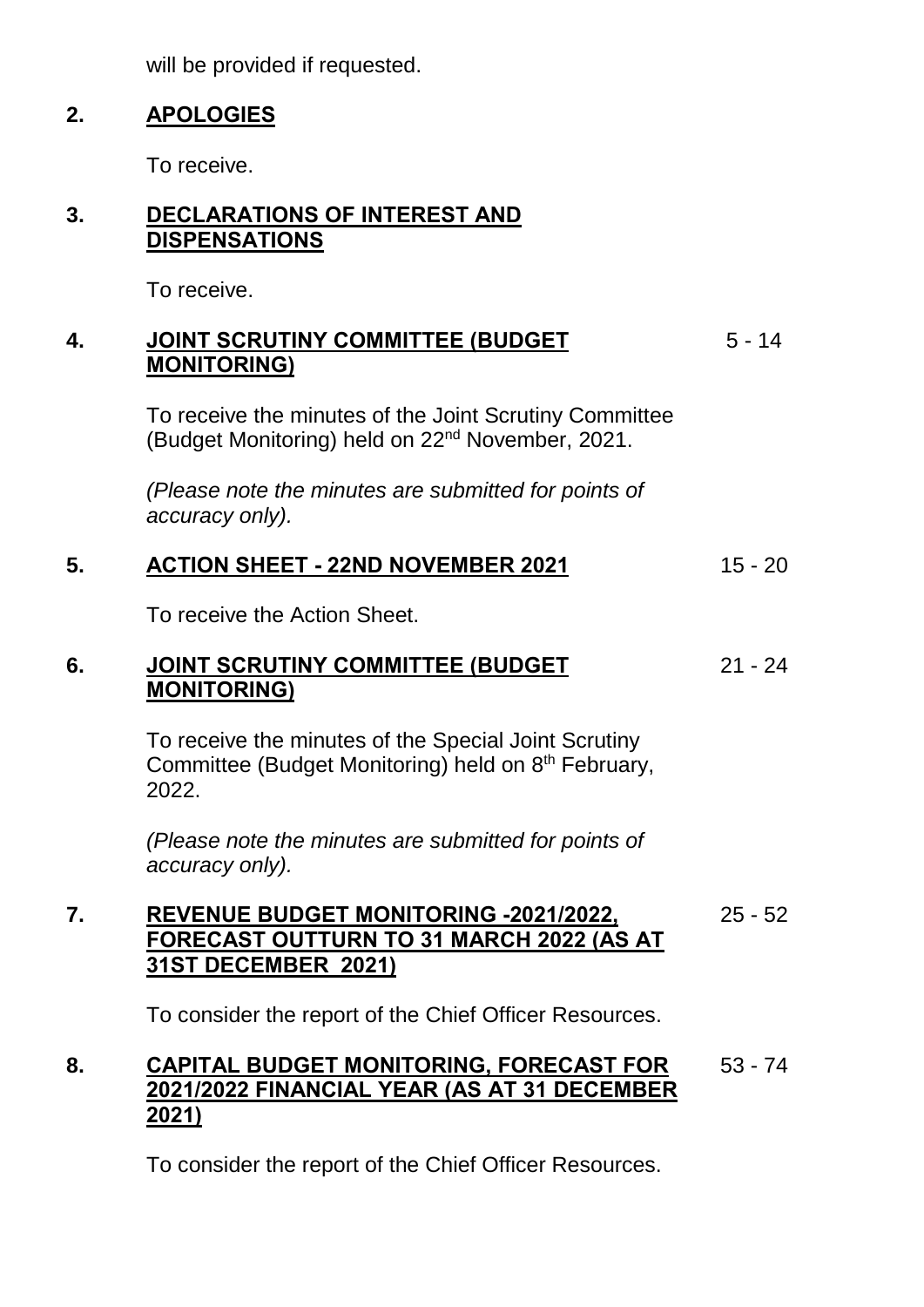will be provided if requested.

**2. <u>APOLOGIES</u>**

To receive.

**3. <u>DECLARATIONS OF INTEREST AND DISPENSATIONS</u>**

To receive.

**4. <u>JOINT SCRUTINY COMMITTEE (BUDGET MONITORING)</u>** 5 - 14

To receive the minutes of the Joint Scrutiny Committee (Budget Monitoring) held on 22nd November, 2021.

*(Please note the minutes are submitted for points of accuracy only).*

**5. <u>ACTION SHEET - 22ND NOVEMBER 2021</u>** 15 - 20

To receive the Action Sheet.

**6. <u>JOINT SCRUTINY COMMITTEE (BUDGET MONITORING)</u>** 21 - 24

To receive the minutes of the Special Joint Scrutiny Committee (Budget Monitoring) held on 8th February, 2022.

*(Please note the minutes are submitted for points of accuracy only).*

**7. <u>REVENUE BUDGET MONITORING -2021/2022, FORECAST OUTTURN TO 31 MARCH 2022 (AS AT 31ST DECEMBER 2021)</u>** 25 - 52

To consider the report of the Chief Officer Resources.

**8. <u>CAPITAL BUDGET MONITORING, FORECAST FOR 2021/2022 FINANCIAL YEAR (AS AT 31 DECEMBER 2021)</u>** 53 - 74

To consider the report of the Chief Officer Resources.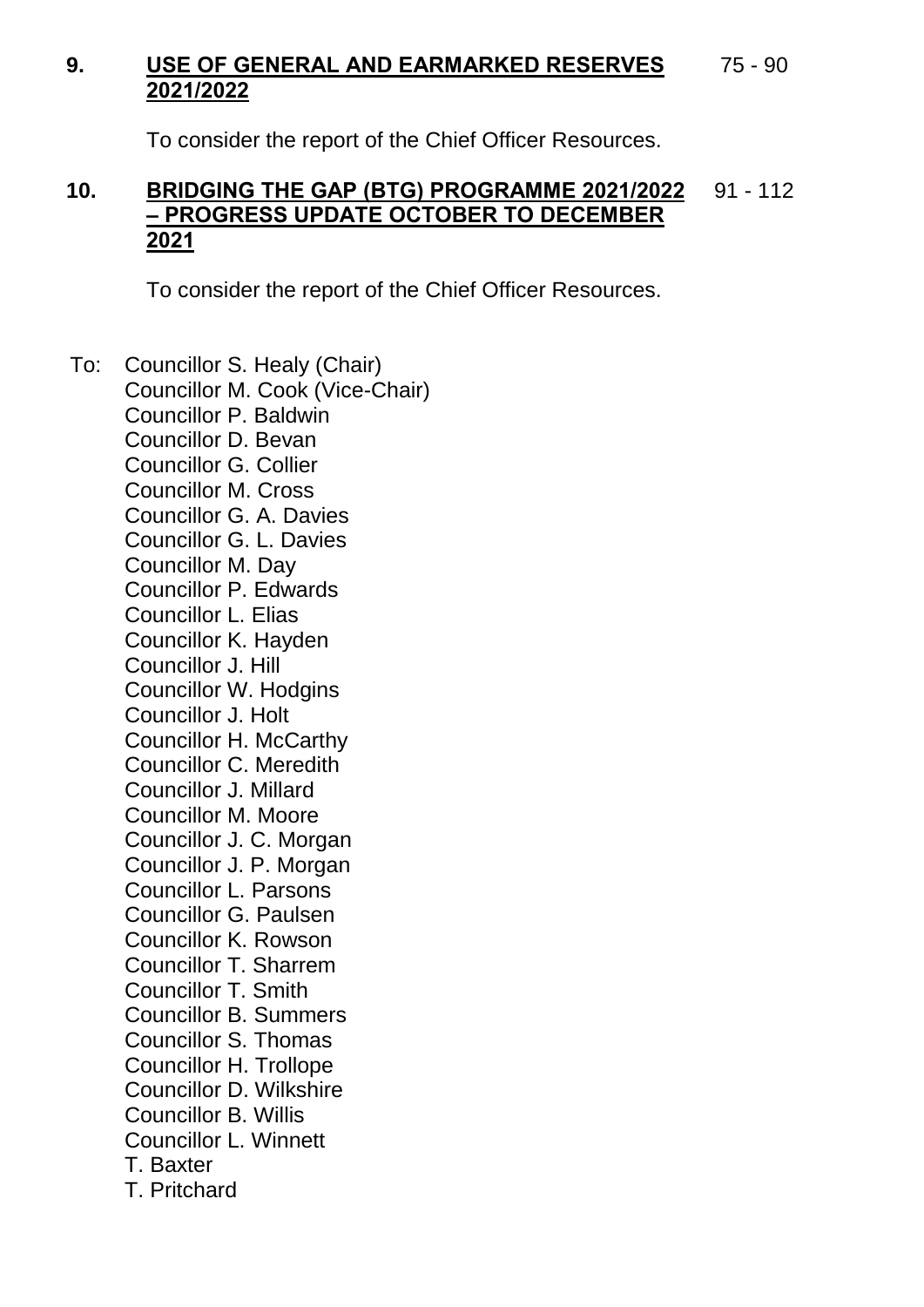**9.** **USE OF GENERAL AND EARMARKED RESERVES 2021/2022** 75 - 90

To consider the report of the Chief Officer Resources.

**10.** **BRIDGING THE GAP (BTG) PROGRAMME 2021/2022 – PROGRESS UPDATE OCTOBER TO DECEMBER 2021** 91 - 112

To consider the report of the Chief Officer Resources.

To: Councillor S. Healy (Chair)
Councillor M. Cook (Vice-Chair)
Councillor P. Baldwin
Councillor D. Bevan
Councillor G. Collier
Councillor M. Cross
Councillor G. A. Davies
Councillor G. L. Davies
Councillor M. Day
Councillor P. Edwards
Councillor L. Elias
Councillor K. Hayden
Councillor J. Hill
Councillor W. Hodgins
Councillor J. Holt
Councillor H. McCarthy
Councillor C. Meredith
Councillor J. Millard
Councillor M. Moore
Councillor J. C. Morgan
Councillor J. P. Morgan
Councillor L. Parsons
Councillor G. Paulsen
Councillor K. Rowson
Councillor T. Sharrem
Councillor T. Smith
Councillor B. Summers
Councillor S. Thomas
Councillor H. Trollope
Councillor D. Wilkshire
Councillor B. Willis
Councillor L. Winnett
T. Baxter
T. Pritchard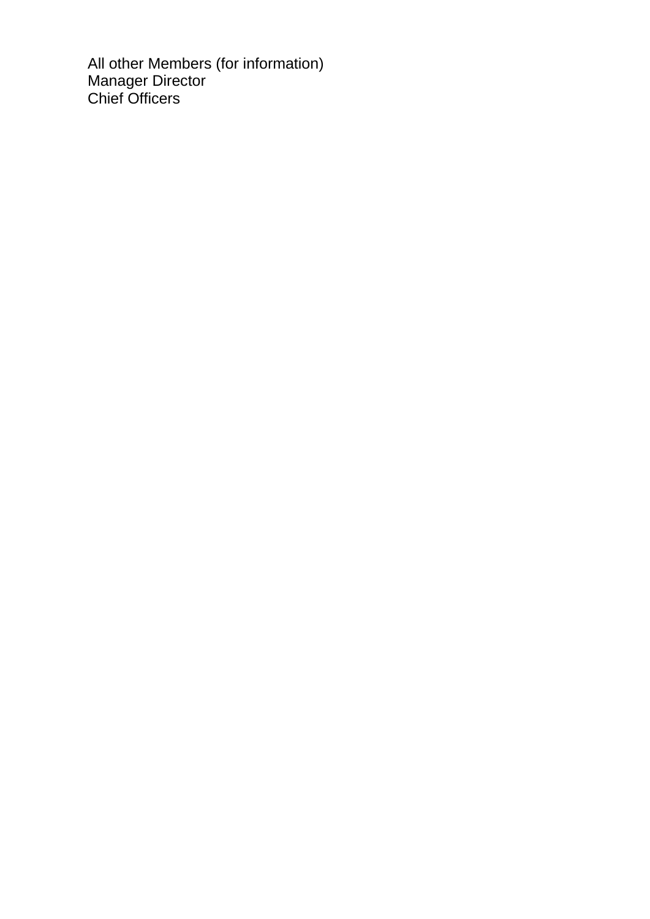All other Members (for information)
Manager Director
Chief Officers